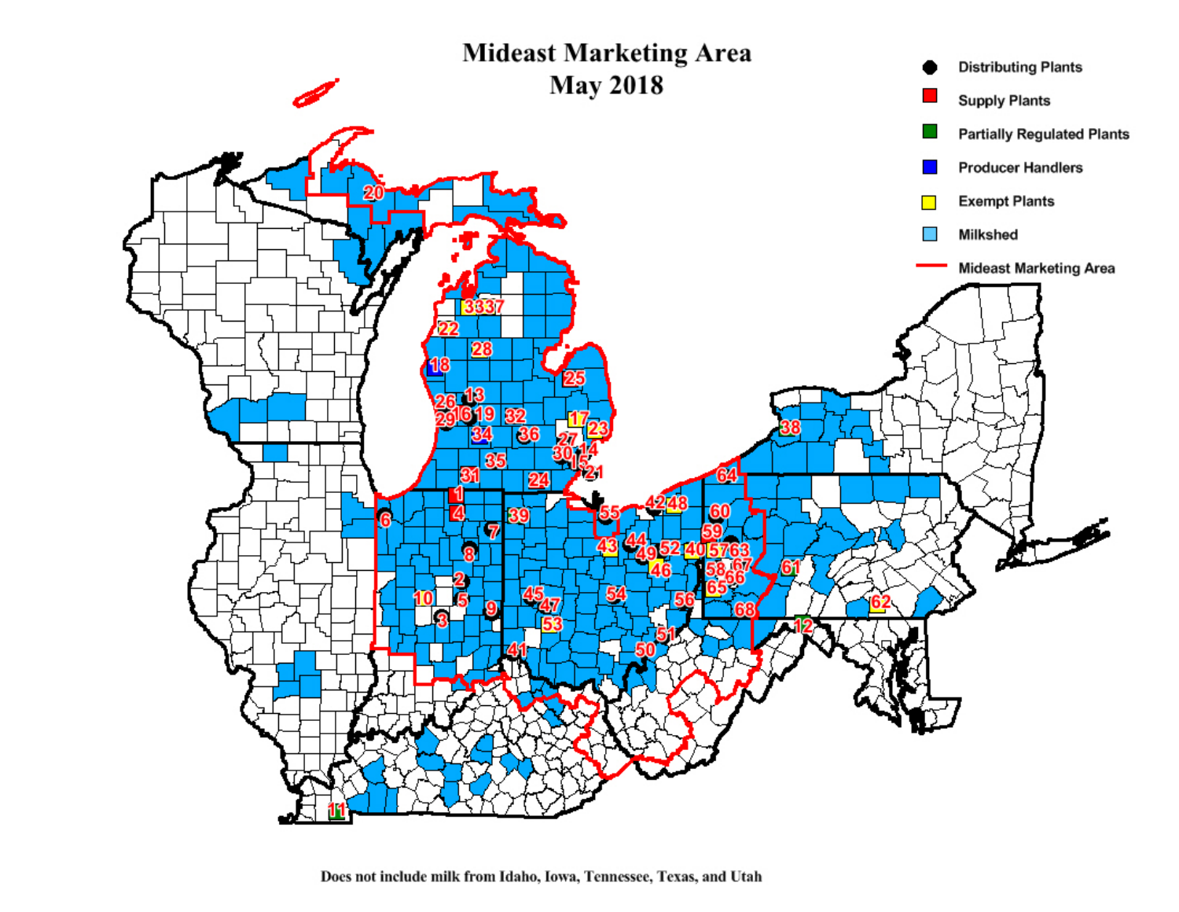# Mideast Marketing Area
## May 2018

- Distributing Plants
- Supply Plants
- Partially Regulated Plants
- Producer Handlers
- Exempt Plants
- Milkshed
- Mideast Marketing Area

Does not include milk from Idaho, Iowa, Tennessee, Texas, and Utah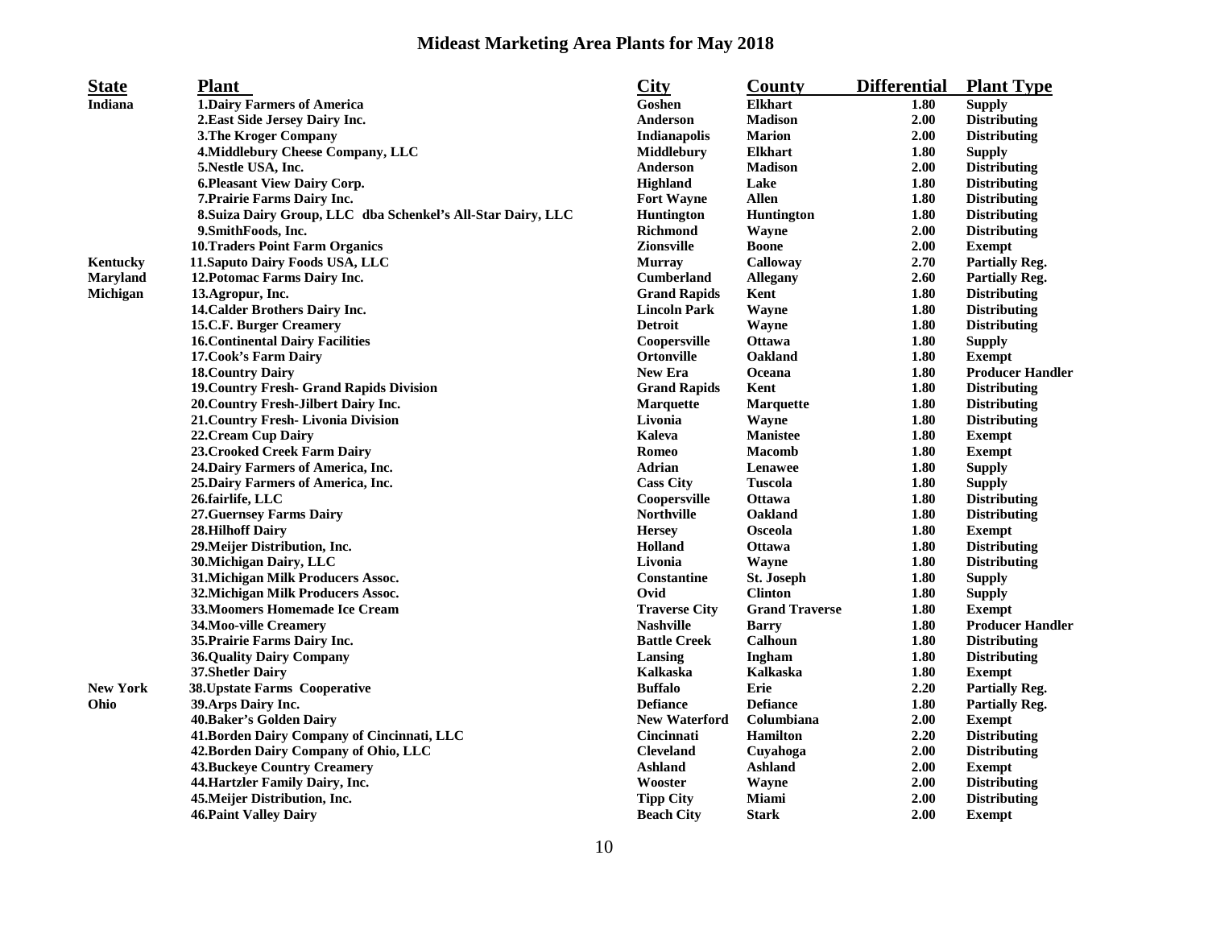# Mideast Marketing Area Plants for May 2018

| State | Plant | City | County | Differential | Plant Type |
|---|---|---|---|---|---|
| Indiana | 1.Dairy Farmers of America | Goshen | Elkhart | 1.80 | Supply |
| | 2.East Side Jersey Dairy Inc. | Anderson | Madison | 2.00 | Distributing |
| | 3.The Kroger Company | Indianapolis | Marion | 2.00 | Distributing |
| | 4.Middlebury Cheese Company, LLC | Middlebury | Elkhart | 1.80 | Supply |
| | 5.Nestle USA, Inc. | Anderson | Madison | 2.00 | Distributing |
| | 6.Pleasant View Dairy Corp. | Highland | Lake | 1.80 | Distributing |
| | 7.Prairie Farms Dairy Inc. | Fort Wayne | Allen | 1.80 | Distributing |
| | 8.Suiza Dairy Group, LLC dba Schenkel's All-Star Dairy, LLC | Huntington | Huntington | 1.80 | Distributing |
| | 9.SmithFoods, Inc. | Richmond | Wayne | 2.00 | Distributing |
| | 10.Traders Point Farm Organics | Zionsville | Boone | 2.00 | Exempt |
| Kentucky | 11.Saputo Dairy Foods USA, LLC | Murray | Calloway | 2.70 | Partially Reg. |
| Maryland | 12.Potomac Farms Dairy Inc. | Cumberland | Allegany | 2.60 | Partially Reg. |
| Michigan | 13.Agropur, Inc. | Grand Rapids | Kent | 1.80 | Distributing |
| | 14.Calder Brothers Dairy Inc. | Lincoln Park | Wayne | 1.80 | Distributing |
| | 15.C.F. Burger Creamery | Detroit | Wayne | 1.80 | Distributing |
| | 16.Continental Dairy Facilities | Coopersville | Ottawa | 1.80 | Supply |
| | 17.Cook's Farm Dairy | Ortonville | Oakland | 1.80 | Exempt |
| | 18.Country Dairy | New Era | Oceana | 1.80 | Producer Handler |
| | 19.Country Fresh- Grand Rapids Division | Grand Rapids | Kent | 1.80 | Distributing |
| | 20.Country Fresh-Jilbert Dairy Inc. | Marquette | Marquette | 1.80 | Distributing |
| | 21.Country Fresh- Livonia Division | Livonia | Wayne | 1.80 | Distributing |
| | 22.Cream Cup Dairy | Kaleva | Manistee | 1.80 | Exempt |
| | 23.Crooked Creek Farm Dairy | Romeo | Macomb | 1.80 | Exempt |
| | 24.Dairy Farmers of America, Inc. | Adrian | Lenawee | 1.80 | Supply |
| | 25.Dairy Farmers of America, Inc. | Cass City | Tuscola | 1.80 | Supply |
| | 26.fairlife, LLC | Coopersville | Ottawa | 1.80 | Distributing |
| | 27.Guernsey Farms Dairy | Northville | Oakland | 1.80 | Distributing |
| | 28.Hilhoff Dairy | Hersey | Osceola | 1.80 | Exempt |
| | 29.Meijer Distribution, Inc. | Holland | Ottawa | 1.80 | Distributing |
| | 30.Michigan Dairy, LLC | Livonia | Wayne | 1.80 | Distributing |
| | 31.Michigan Milk Producers Assoc. | Constantine | St. Joseph | 1.80 | Supply |
| | 32.Michigan Milk Producers Assoc. | Ovid | Clinton | 1.80 | Supply |
| | 33.Moomers Homemade Ice Cream | Traverse City | Grand Traverse | 1.80 | Exempt |
| | 34.Moo-ville Creamery | Nashville | Barry | 1.80 | Producer Handler |
| | 35.Prairie Farms Dairy Inc. | Battle Creek | Calhoun | 1.80 | Distributing |
| | 36.Quality Dairy Company | Lansing | Ingham | 1.80 | Distributing |
| | 37.Shetler Dairy | Kalkaska | Kalkaska | 1.80 | Exempt |
| New York | 38.Upstate Farms Cooperative | Buffalo | Erie | 2.20 | Partially Reg. |
| Ohio | 39.Arps Dairy Inc. | Defiance | Defiance | 1.80 | Partially Reg. |
| | 40.Baker's Golden Dairy | New Waterford | Columbiana | 2.00 | Exempt |
| | 41.Borden Dairy Company of Cincinnati, LLC | Cincinnati | Hamilton | 2.20 | Distributing |
| | 42.Borden Dairy Company of Ohio, LLC | Cleveland | Cuyahoga | 2.00 | Distributing |
| | 43.Buckeye Country Creamery | Ashland | Ashland | 2.00 | Exempt |
| | 44.Hartzler Family Dairy, Inc. | Wooster | Wayne | 2.00 | Distributing |
| | 45.Meijer Distribution, Inc. | Tipp City | Miami | 2.00 | Distributing |
| | 46.Paint Valley Dairy | Beach City | Stark | 2.00 | Exempt |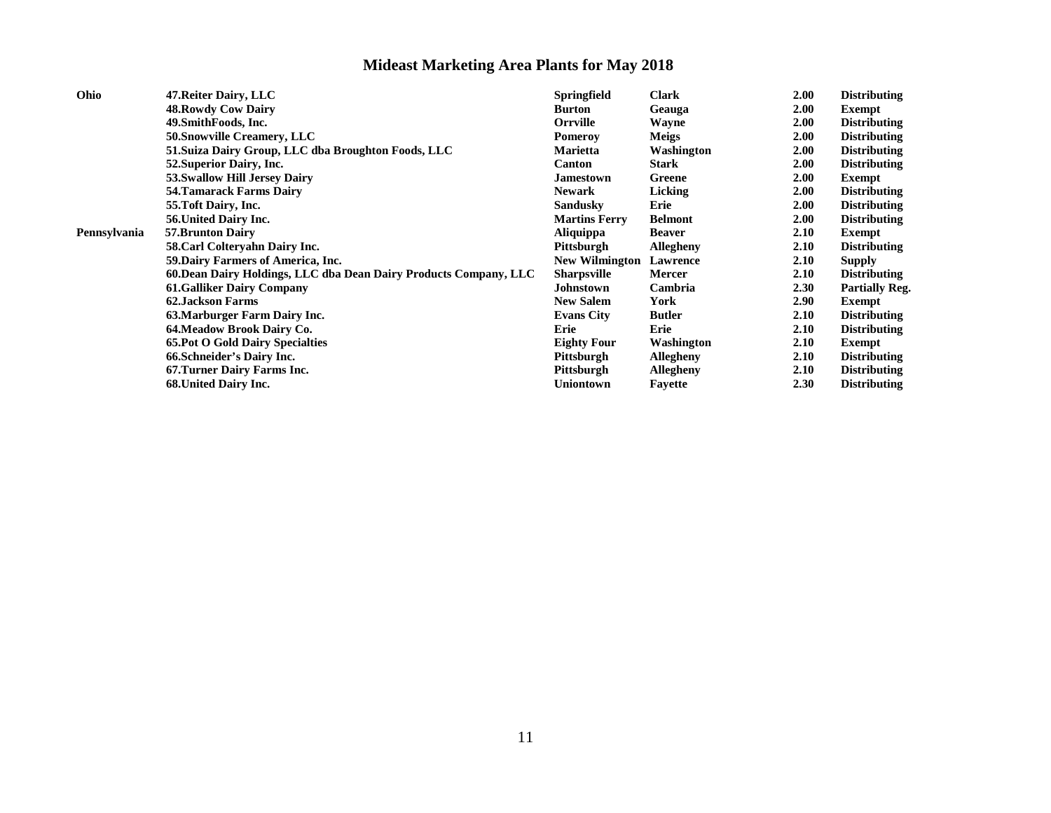## Mideast Marketing Area Plants for May 2018

| | | | | | |
|---|---|---|---|---|---|
| **Ohio** | **47.Reiter Dairy, LLC** | **Springfield** | **Clark** | **2.00** | **Distributing** |
| | **48.Rowdy Cow Dairy** | **Burton** | **Geauga** | **2.00** | **Exempt** |
| | **49.SmithFoods, Inc.** | **Orrville** | **Wayne** | **2.00** | **Distributing** |
| | **50.Snowville Creamery, LLC** | **Pomeroy** | **Meigs** | **2.00** | **Distributing** |
| | **51.Suiza Dairy Group, LLC dba Broughton Foods, LLC** | **Marietta** | **Washington** | **2.00** | **Distributing** |
| | **52.Superior Dairy, Inc.** | **Canton** | **Stark** | **2.00** | **Distributing** |
| | **53.Swallow Hill Jersey Dairy** | **Jamestown** | **Greene** | **2.00** | **Exempt** |
| | **54.Tamarack Farms Dairy** | **Newark** | **Licking** | **2.00** | **Distributing** |
| | **55.Toft Dairy, Inc.** | **Sandusky** | **Erie** | **2.00** | **Distributing** |
| | **56.United Dairy Inc.** | **Martins Ferry** | **Belmont** | **2.00** | **Distributing** |
| **Pennsylvania** | **57.Brunton Dairy** | **Aliquippa** | **Beaver** | **2.10** | **Exempt** |
| | **58.Carl Colteryahn Dairy Inc.** | **Pittsburgh** | **Allegheny** | **2.10** | **Distributing** |
| | **59.Dairy Farmers of America, Inc.** | **New Wilmington** | **Lawrence** | **2.10** | **Supply** |
| | **60.Dean Dairy Holdings, LLC dba Dean Dairy Products Company, LLC** | **Sharpsville** | **Mercer** | **2.10** | **Distributing** |
| | **61.Galliker Dairy Company** | **Johnstown** | **Cambria** | **2.30** | **Partially Reg.** |
| | **62.Jackson Farms** | **New Salem** | **York** | **2.90** | **Exempt** |
| | **63.Marburger Farm Dairy Inc.** | **Evans City** | **Butler** | **2.10** | **Distributing** |
| | **64.Meadow Brook Dairy Co.** | **Erie** | **Erie** | **2.10** | **Distributing** |
| | **65.Pot O Gold Dairy Specialties** | **Eighty Four** | **Washington** | **2.10** | **Exempt** |
| | **66.Schneider's Dairy Inc.** | **Pittsburgh** | **Allegheny** | **2.10** | **Distributing** |
| | **67.Turner Dairy Farms Inc.** | **Pittsburgh** | **Allegheny** | **2.10** | **Distributing** |
| | **68.United Dairy Inc.** | **Uniontown** | **Fayette** | **2.30** | **Distributing** |